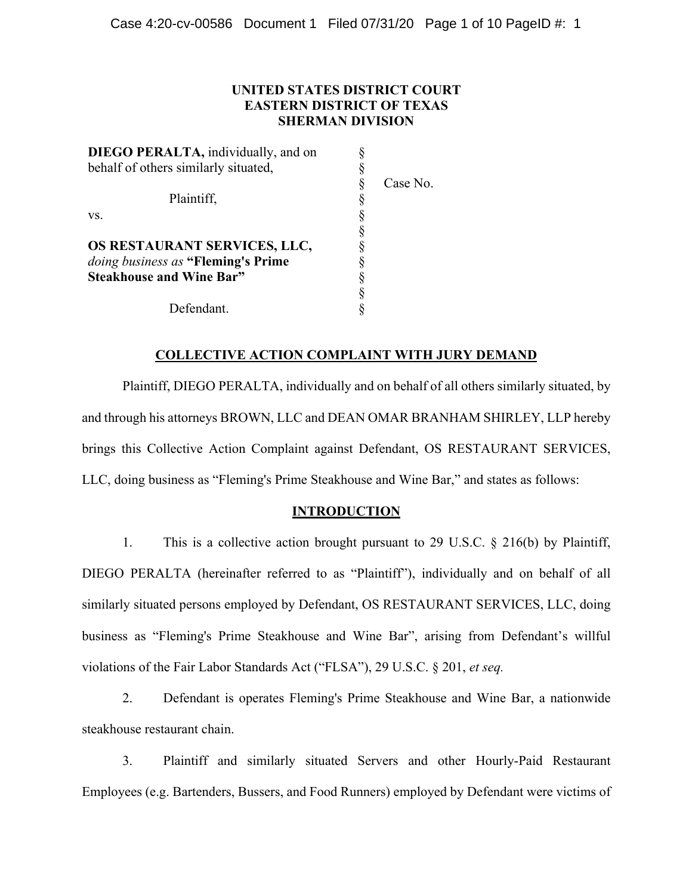**UNITED STATES DISTRICT COURT**
**EASTERN DISTRICT OF TEXAS**
**SHERMAN DIVISION**

| | | |
|---|---|---|
| **DIEGO PERALTA,** individually, and on behalf of others similarly situated, | § | |
| | § | Case No. |
| Plaintiff, | § | |
| vs. | § | |
| | § | |
| **OS RESTAURANT SERVICES, LLC,** *doing business as* **"Fleming's Prime Steakhouse and Wine Bar"** | § | |
| | § | |
| Defendant. | § | |

## COLLECTIVE ACTION COMPLAINT WITH JURY DEMAND

Plaintiff, DIEGO PERALTA, individually and on behalf of all others similarly situated, by and through his attorneys BROWN, LLC and DEAN OMAR BRANHAM SHIRLEY, LLP hereby brings this Collective Action Complaint against Defendant, OS RESTAURANT SERVICES, LLC, doing business as "Fleming's Prime Steakhouse and Wine Bar," and states as follows:

## INTRODUCTION

1. This is a collective action brought pursuant to 29 U.S.C. § 216(b) by Plaintiff, DIEGO PERALTA (hereinafter referred to as "Plaintiff"), individually and on behalf of all similarly situated persons employed by Defendant, OS RESTAURANT SERVICES, LLC, doing business as "Fleming's Prime Steakhouse and Wine Bar", arising from Defendant's willful violations of the Fair Labor Standards Act ("FLSA"), 29 U.S.C. § 201, *et seq.*

2. Defendant is operates Fleming's Prime Steakhouse and Wine Bar, a nationwide steakhouse restaurant chain.

3. Plaintiff and similarly situated Servers and other Hourly-Paid Restaurant Employees (e.g. Bartenders, Bussers, and Food Runners) employed by Defendant were victims of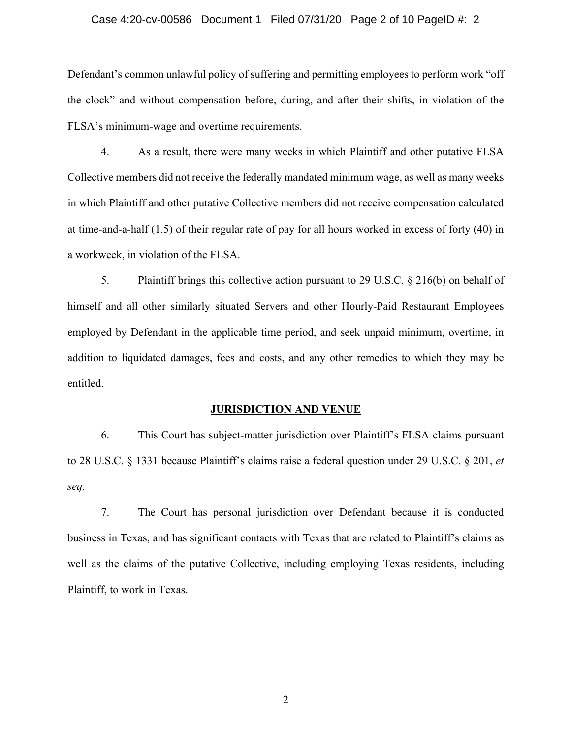Defendant's common unlawful policy of suffering and permitting employees to perform work "off the clock" and without compensation before, during, and after their shifts, in violation of the FLSA's minimum-wage and overtime requirements.

4. As a result, there were many weeks in which Plaintiff and other putative FLSA Collective members did not receive the federally mandated minimum wage, as well as many weeks in which Plaintiff and other putative Collective members did not receive compensation calculated at time-and-a-half (1.5) of their regular rate of pay for all hours worked in excess of forty (40) in a workweek, in violation of the FLSA.

5. Plaintiff brings this collective action pursuant to 29 U.S.C. § 216(b) on behalf of himself and all other similarly situated Servers and other Hourly-Paid Restaurant Employees employed by Defendant in the applicable time period, and seek unpaid minimum, overtime, in addition to liquidated damages, fees and costs, and any other remedies to which they may be entitled.

## JURISDICTION AND VENUE

6. This Court has subject-matter jurisdiction over Plaintiff's FLSA claims pursuant to 28 U.S.C. § 1331 because Plaintiff's claims raise a federal question under 29 U.S.C. § 201, *et seq*.

7. The Court has personal jurisdiction over Defendant because it is conducted business in Texas, and has significant contacts with Texas that are related to Plaintiff's claims as well as the claims of the putative Collective, including employing Texas residents, including Plaintiff, to work in Texas.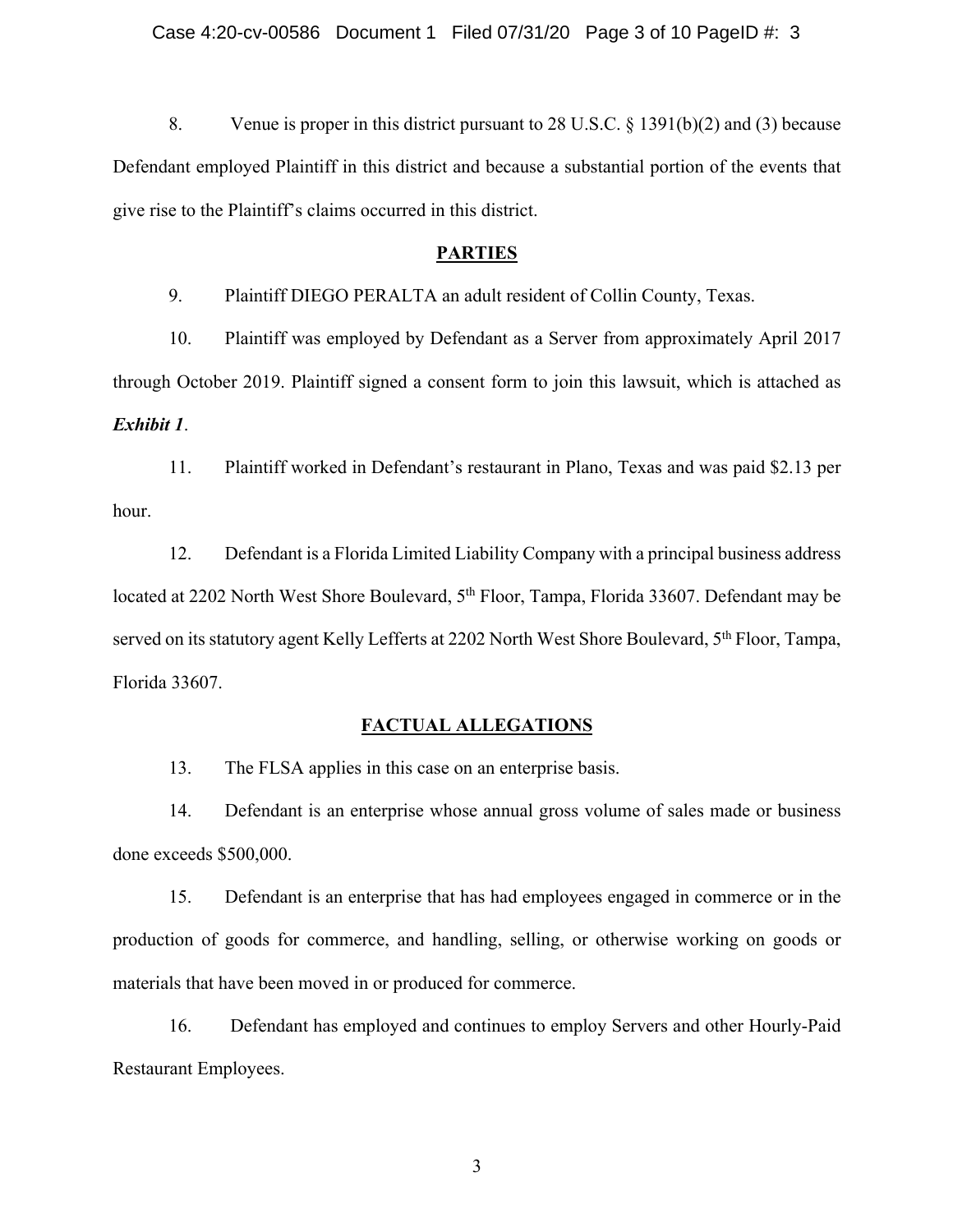8. Venue is proper in this district pursuant to 28 U.S.C. § 1391(b)(2) and (3) because Defendant employed Plaintiff in this district and because a substantial portion of the events that give rise to the Plaintiff's claims occurred in this district.

## PARTIES

9. Plaintiff DIEGO PERALTA an adult resident of Collin County, Texas.

10. Plaintiff was employed by Defendant as a Server from approximately April 2017 through October 2019. Plaintiff signed a consent form to join this lawsuit, which is attached as ***Exhibit 1***.

11. Plaintiff worked in Defendant's restaurant in Plano, Texas and was paid $2.13 per hour.

12. Defendant is a Florida Limited Liability Company with a principal business address located at 2202 North West Shore Boulevard, 5th Floor, Tampa, Florida 33607. Defendant may be served on its statutory agent Kelly Lefferts at 2202 North West Shore Boulevard, 5th Floor, Tampa, Florida 33607.

## FACTUAL ALLEGATIONS

13. The FLSA applies in this case on an enterprise basis.

14. Defendant is an enterprise whose annual gross volume of sales made or business done exceeds $500,000.

15. Defendant is an enterprise that has had employees engaged in commerce or in the production of goods for commerce, and handling, selling, or otherwise working on goods or materials that have been moved in or produced for commerce.

16. Defendant has employed and continues to employ Servers and other Hourly-Paid Restaurant Employees.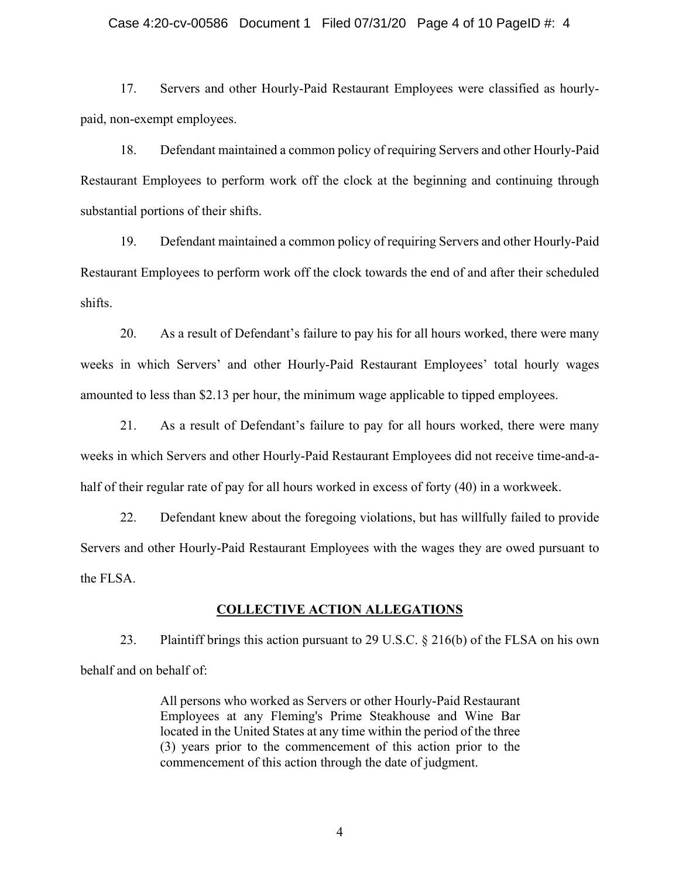17. Servers and other Hourly-Paid Restaurant Employees were classified as hourly-paid, non-exempt employees.

18. Defendant maintained a common policy of requiring Servers and other Hourly-Paid Restaurant Employees to perform work off the clock at the beginning and continuing through substantial portions of their shifts.

19. Defendant maintained a common policy of requiring Servers and other Hourly-Paid Restaurant Employees to perform work off the clock towards the end of and after their scheduled shifts.

20. As a result of Defendant's failure to pay his for all hours worked, there were many weeks in which Servers' and other Hourly-Paid Restaurant Employees' total hourly wages amounted to less than $2.13 per hour, the minimum wage applicable to tipped employees.

21. As a result of Defendant's failure to pay for all hours worked, there were many weeks in which Servers and other Hourly-Paid Restaurant Employees did not receive time-and-a-half of their regular rate of pay for all hours worked in excess of forty (40) in a workweek.

22. Defendant knew about the foregoing violations, but has willfully failed to provide Servers and other Hourly-Paid Restaurant Employees with the wages they are owed pursuant to the FLSA.

## COLLECTIVE ACTION ALLEGATIONS

23. Plaintiff brings this action pursuant to 29 U.S.C. § 216(b) of the FLSA on his own behalf and on behalf of:

> All persons who worked as Servers or other Hourly-Paid Restaurant Employees at any Fleming's Prime Steakhouse and Wine Bar located in the United States at any time within the period of the three (3) years prior to the commencement of this action prior to the commencement of this action through the date of judgment.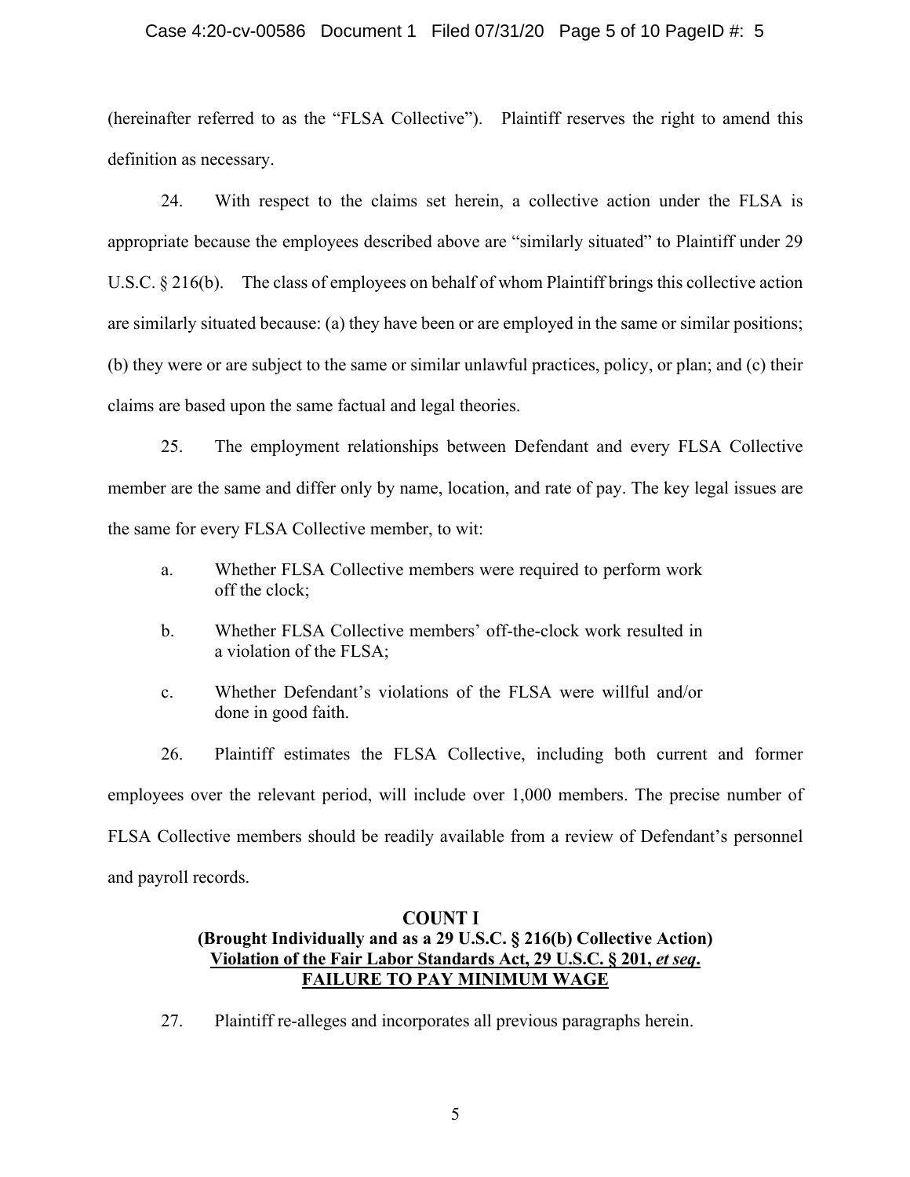(hereinafter referred to as the "FLSA Collective"). Plaintiff reserves the right to amend this definition as necessary.

24. With respect to the claims set herein, a collective action under the FLSA is appropriate because the employees described above are "similarly situated" to Plaintiff under 29 U.S.C. § 216(b). The class of employees on behalf of whom Plaintiff brings this collective action are similarly situated because: (a) they have been or are employed in the same or similar positions; (b) they were or are subject to the same or similar unlawful practices, policy, or plan; and (c) their claims are based upon the same factual and legal theories.

25. The employment relationships between Defendant and every FLSA Collective member are the same and differ only by name, location, and rate of pay. The key legal issues are the same for every FLSA Collective member, to wit:

a. Whether FLSA Collective members were required to perform work off the clock;

b. Whether FLSA Collective members' off-the-clock work resulted in a violation of the FLSA;

c. Whether Defendant's violations of the FLSA were willful and/or done in good faith.

26. Plaintiff estimates the FLSA Collective, including both current and former employees over the relevant period, will include over 1,000 members. The precise number of FLSA Collective members should be readily available from a review of Defendant's personnel and payroll records.

**COUNT I**
**(Brought Individually and as a 29 U.S.C. § 216(b) Collective Action)**
**Violation of the Fair Labor Standards Act, 29 U.S.C. § 201, *et seq*.**
**FAILURE TO PAY MINIMUM WAGE**

27. Plaintiff re-alleges and incorporates all previous paragraphs herein.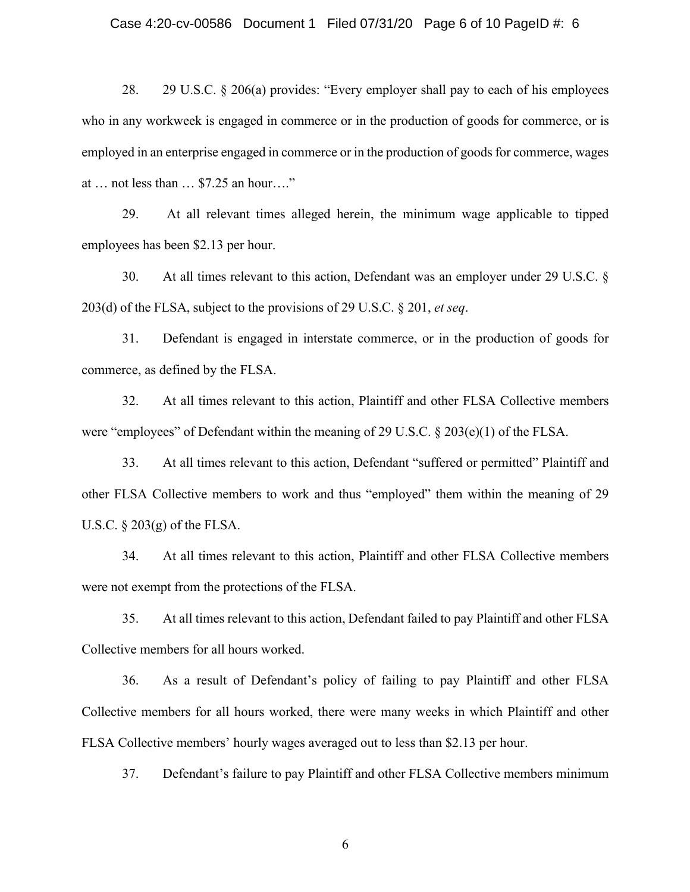28. 29 U.S.C. § 206(a) provides: "Every employer shall pay to each of his employees who in any workweek is engaged in commerce or in the production of goods for commerce, or is employed in an enterprise engaged in commerce or in the production of goods for commerce, wages at … not less than … $7.25 an hour…."

29. At all relevant times alleged herein, the minimum wage applicable to tipped employees has been $2.13 per hour.

30. At all times relevant to this action, Defendant was an employer under 29 U.S.C. § 203(d) of the FLSA, subject to the provisions of 29 U.S.C. § 201, *et seq*.

31. Defendant is engaged in interstate commerce, or in the production of goods for commerce, as defined by the FLSA.

32. At all times relevant to this action, Plaintiff and other FLSA Collective members were "employees" of Defendant within the meaning of 29 U.S.C. § 203(e)(1) of the FLSA.

33. At all times relevant to this action, Defendant "suffered or permitted" Plaintiff and other FLSA Collective members to work and thus "employed" them within the meaning of 29 U.S.C. § 203(g) of the FLSA.

34. At all times relevant to this action, Plaintiff and other FLSA Collective members were not exempt from the protections of the FLSA.

35. At all times relevant to this action, Defendant failed to pay Plaintiff and other FLSA Collective members for all hours worked.

36. As a result of Defendant's policy of failing to pay Plaintiff and other FLSA Collective members for all hours worked, there were many weeks in which Plaintiff and other FLSA Collective members' hourly wages averaged out to less than $2.13 per hour.

37. Defendant's failure to pay Plaintiff and other FLSA Collective members minimum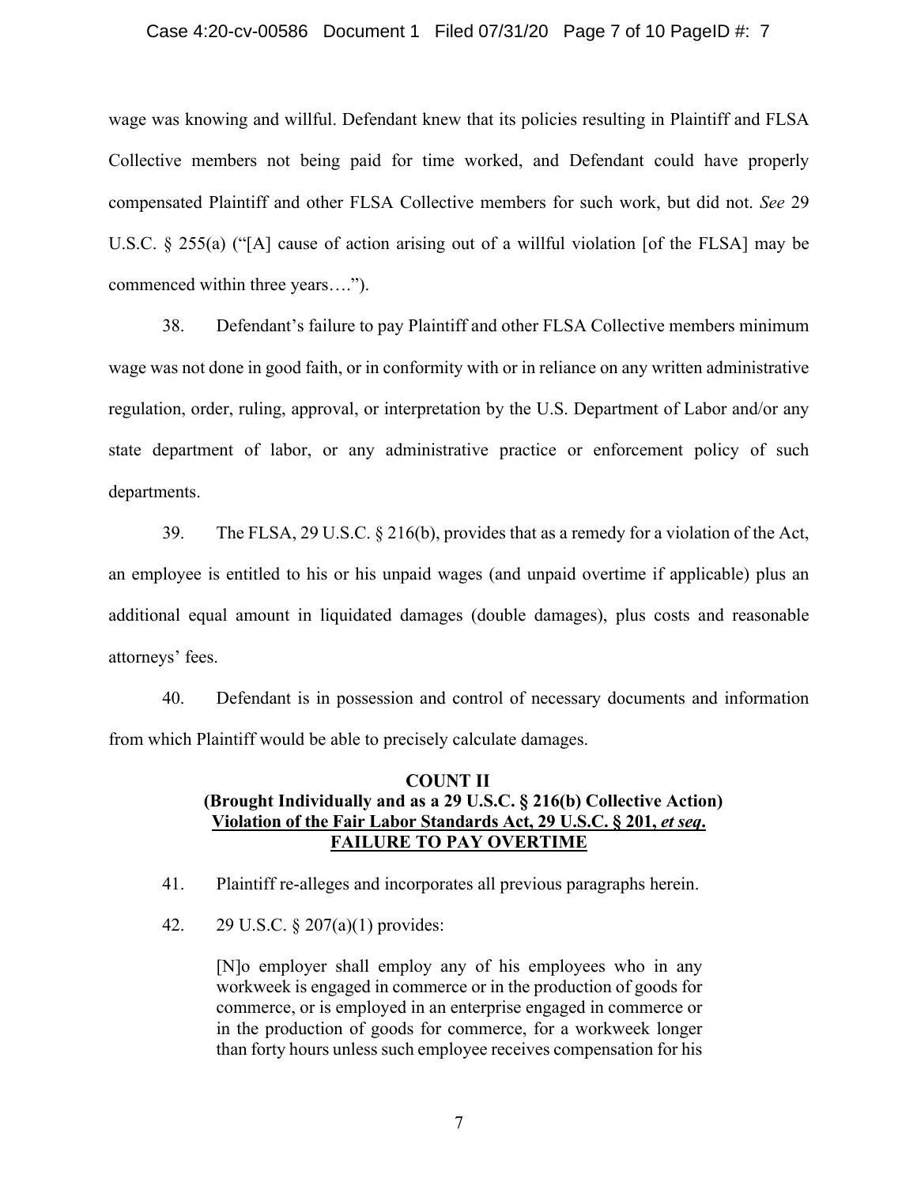wage was knowing and willful. Defendant knew that its policies resulting in Plaintiff and FLSA Collective members not being paid for time worked, and Defendant could have properly compensated Plaintiff and other FLSA Collective members for such work, but did not. *See* 29 U.S.C. § 255(a) ("[A] cause of action arising out of a willful violation [of the FLSA] may be commenced within three years….").

38. Defendant's failure to pay Plaintiff and other FLSA Collective members minimum wage was not done in good faith, or in conformity with or in reliance on any written administrative regulation, order, ruling, approval, or interpretation by the U.S. Department of Labor and/or any state department of labor, or any administrative practice or enforcement policy of such departments.

39. The FLSA, 29 U.S.C. § 216(b), provides that as a remedy for a violation of the Act, an employee is entitled to his or his unpaid wages (and unpaid overtime if applicable) plus an additional equal amount in liquidated damages (double damages), plus costs and reasonable attorneys' fees.

40. Defendant is in possession and control of necessary documents and information from which Plaintiff would be able to precisely calculate damages.

**COUNT II**
**(Brought Individually and as a 29 U.S.C. § 216(b) Collective Action)**
**Violation of the Fair Labor Standards Act, 29 U.S.C. § 201, *et seq*.**
**FAILURE TO PAY OVERTIME**

41. Plaintiff re-alleges and incorporates all previous paragraphs herein.

42. 29 U.S.C. § 207(a)(1) provides:

> [N]o employer shall employ any of his employees who in any workweek is engaged in commerce or in the production of goods for commerce, or is employed in an enterprise engaged in commerce or in the production of goods for commerce, for a workweek longer than forty hours unless such employee receives compensation for his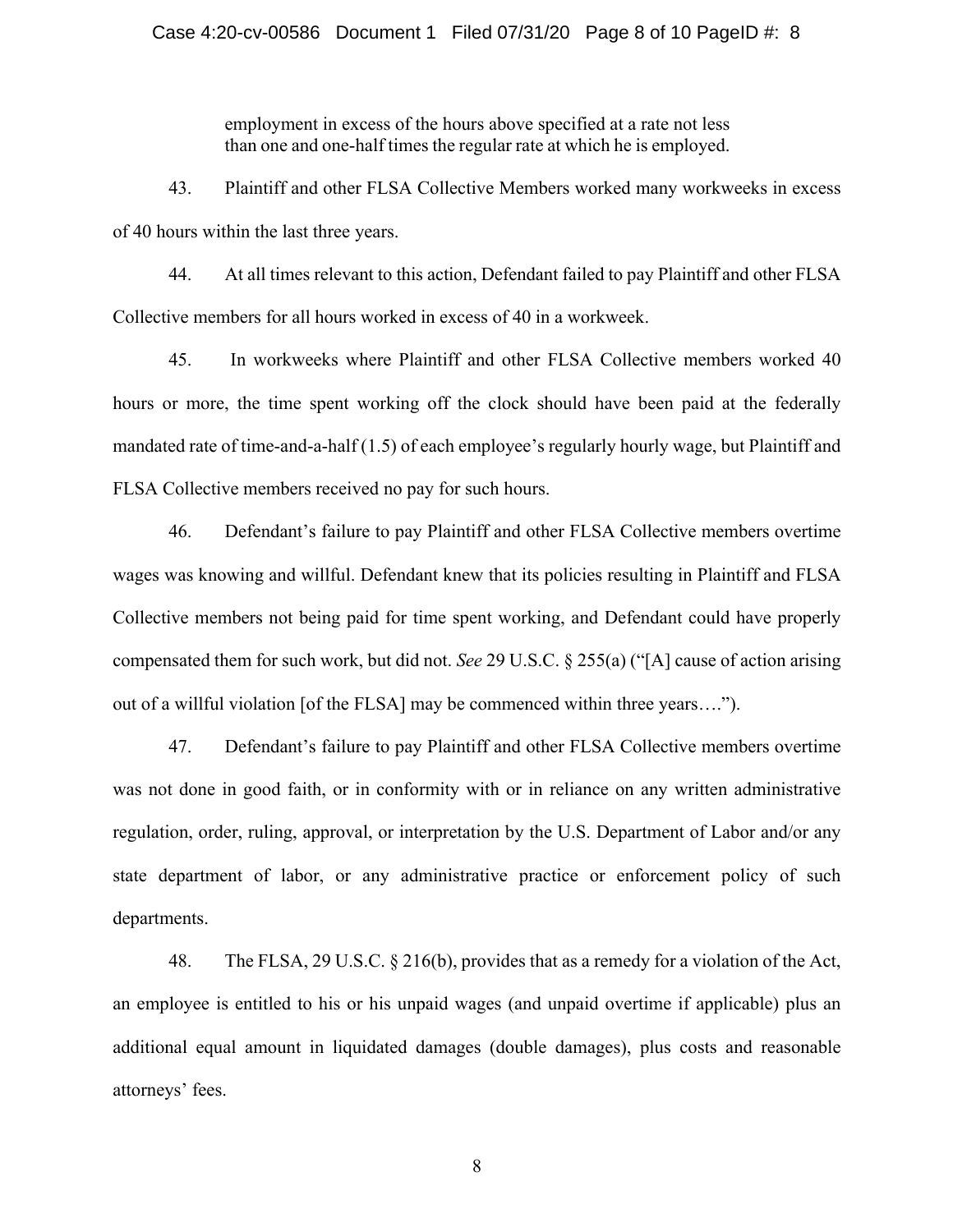> employment in excess of the hours above specified at a rate not less than one and one-half times the regular rate at which he is employed.

43. Plaintiff and other FLSA Collective Members worked many workweeks in excess of 40 hours within the last three years.

44. At all times relevant to this action, Defendant failed to pay Plaintiff and other FLSA Collective members for all hours worked in excess of 40 in a workweek.

45. In workweeks where Plaintiff and other FLSA Collective members worked 40 hours or more, the time spent working off the clock should have been paid at the federally mandated rate of time-and-a-half (1.5) of each employee's regularly hourly wage, but Plaintiff and FLSA Collective members received no pay for such hours.

46. Defendant's failure to pay Plaintiff and other FLSA Collective members overtime wages was knowing and willful. Defendant knew that its policies resulting in Plaintiff and FLSA Collective members not being paid for time spent working, and Defendant could have properly compensated them for such work, but did not. *See* 29 U.S.C. § 255(a) ("[A] cause of action arising out of a willful violation [of the FLSA] may be commenced within three years….").

47. Defendant's failure to pay Plaintiff and other FLSA Collective members overtime was not done in good faith, or in conformity with or in reliance on any written administrative regulation, order, ruling, approval, or interpretation by the U.S. Department of Labor and/or any state department of labor, or any administrative practice or enforcement policy of such departments.

48. The FLSA, 29 U.S.C. § 216(b), provides that as a remedy for a violation of the Act, an employee is entitled to his or his unpaid wages (and unpaid overtime if applicable) plus an additional equal amount in liquidated damages (double damages), plus costs and reasonable attorneys' fees.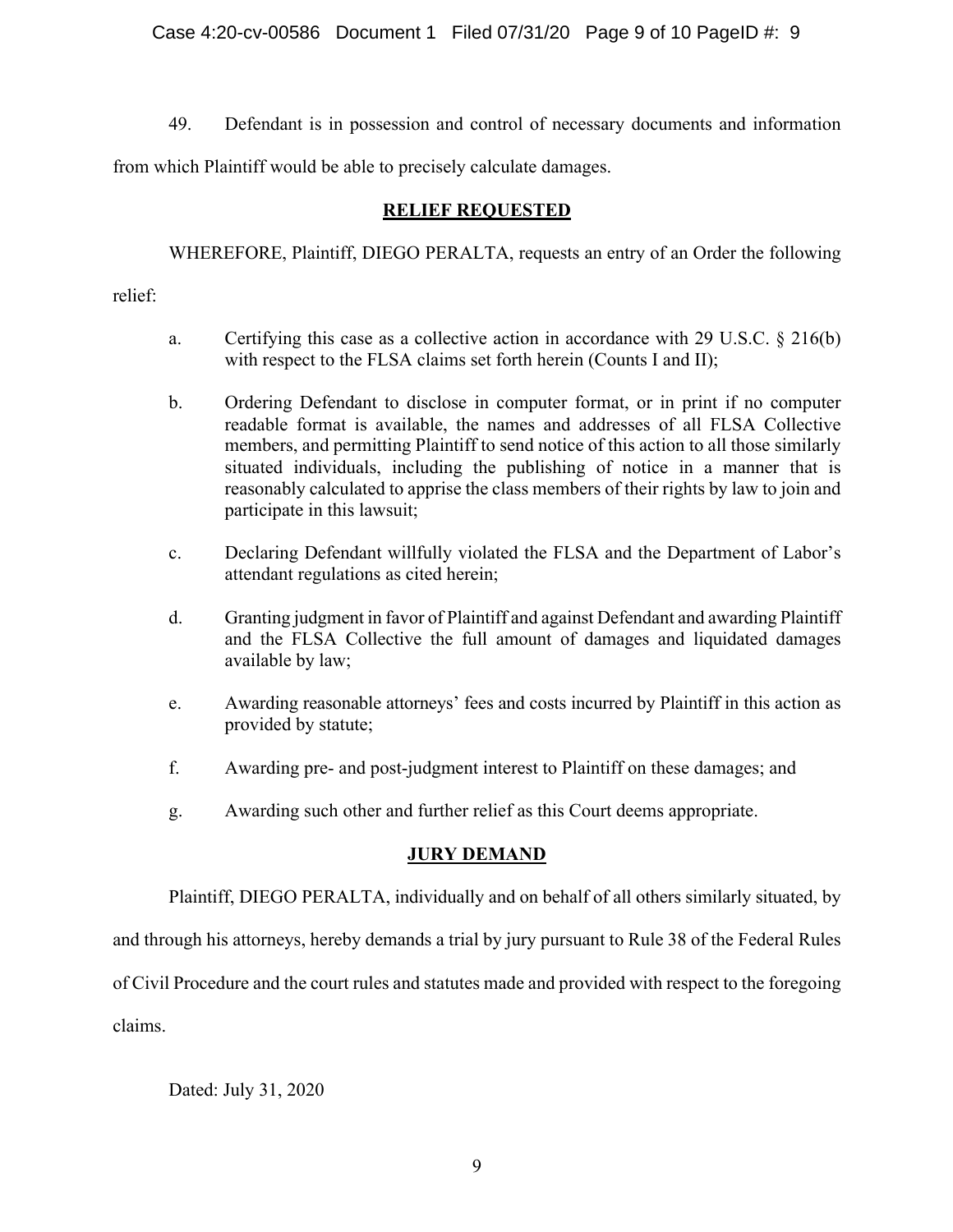49. Defendant is in possession and control of necessary documents and information from which Plaintiff would be able to precisely calculate damages.

## RELIEF REQUESTED

WHEREFORE, Plaintiff, DIEGO PERALTA, requests an entry of an Order the following relief:

a. Certifying this case as a collective action in accordance with 29 U.S.C. § 216(b) with respect to the FLSA claims set forth herein (Counts I and II);

b. Ordering Defendant to disclose in computer format, or in print if no computer readable format is available, the names and addresses of all FLSA Collective members, and permitting Plaintiff to send notice of this action to all those similarly situated individuals, including the publishing of notice in a manner that is reasonably calculated to apprise the class members of their rights by law to join and participate in this lawsuit;

c. Declaring Defendant willfully violated the FLSA and the Department of Labor's attendant regulations as cited herein;

d. Granting judgment in favor of Plaintiff and against Defendant and awarding Plaintiff and the FLSA Collective the full amount of damages and liquidated damages available by law;

e. Awarding reasonable attorneys' fees and costs incurred by Plaintiff in this action as provided by statute;

f. Awarding pre- and post-judgment interest to Plaintiff on these damages; and

g. Awarding such other and further relief as this Court deems appropriate.

## JURY DEMAND

Plaintiff, DIEGO PERALTA, individually and on behalf of all others similarly situated, by and through his attorneys, hereby demands a trial by jury pursuant to Rule 38 of the Federal Rules of Civil Procedure and the court rules and statutes made and provided with respect to the foregoing claims.

Dated: July 31, 2020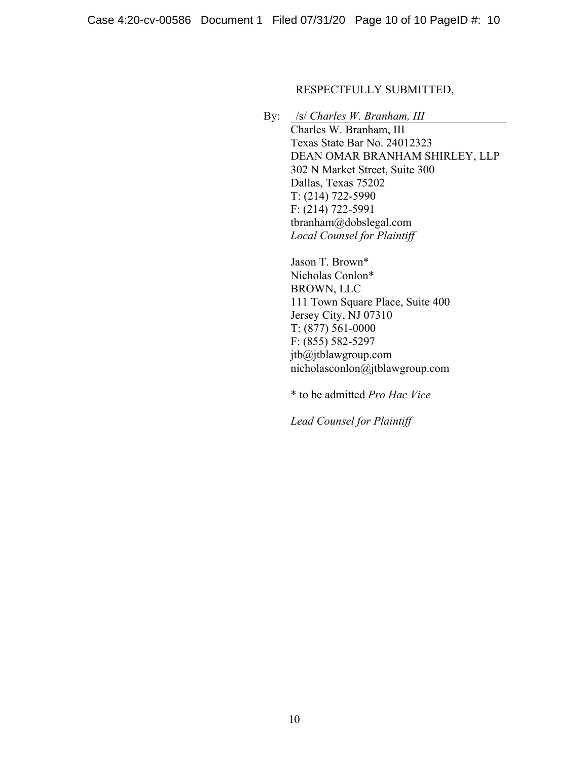RESPECTFULLY SUBMITTED,

By: /s/ *Charles W. Branham, III*

Charles W. Branham, III
Texas State Bar No. 24012323
DEAN OMAR BRANHAM SHIRLEY, LLP
302 N Market Street, Suite 300
Dallas, Texas 75202
T: (214) 722-5990
F: (214) 722-5991
tbranham@dobslegal.com
*Local Counsel for Plaintiff*

Jason T. Brown*
Nicholas Conlon*
BROWN, LLC
111 Town Square Place, Suite 400
Jersey City, NJ 07310
T: (877) 561-0000
F: (855) 582-5297
jtb@jtblawgroup.com
nicholasconlon@jtblawgroup.com

* to be admitted *Pro Hac Vice*

*Lead Counsel for Plaintiff*